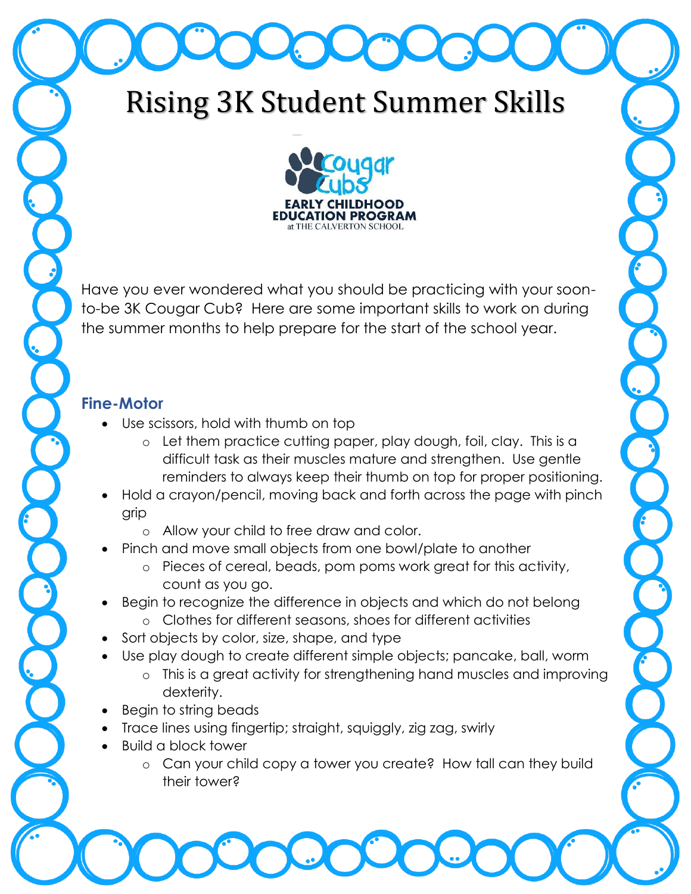# Rising 3K Student Summer Skills

Cougar Cubs
EARLY CHILDHOOD EDUCATION PROGRAM
at THE CALVERTON SCHOOL

Have you ever wondered what you should be practicing with your soon-to-be 3K Cougar Cub? Here are some important skills to work on during the summer months to help prepare for the start of the school year.

### Fine-Motor

- Use scissors, hold with thumb on top
  - Let them practice cutting paper, play dough, foil, clay. This is a difficult task as their muscles mature and strengthen. Use gentle reminders to always keep their thumb on top for proper positioning.
- Hold a crayon/pencil, moving back and forth across the page with pinch grip
  - Allow your child to free draw and color.
- Pinch and move small objects from one bowl/plate to another
  - Pieces of cereal, beads, pom poms work great for this activity, count as you go.
- Begin to recognize the difference in objects and which do not belong
  - Clothes for different seasons, shoes for different activities
- Sort objects by color, size, shape, and type
- Use play dough to create different simple objects; pancake, ball, worm
  - This is a great activity for strengthening hand muscles and improving dexterity.
- Begin to string beads
- Trace lines using fingertip; straight, squiggly, zig zag, swirly
- Build a block tower
  - Can your child copy a tower you create? How tall can they build their tower?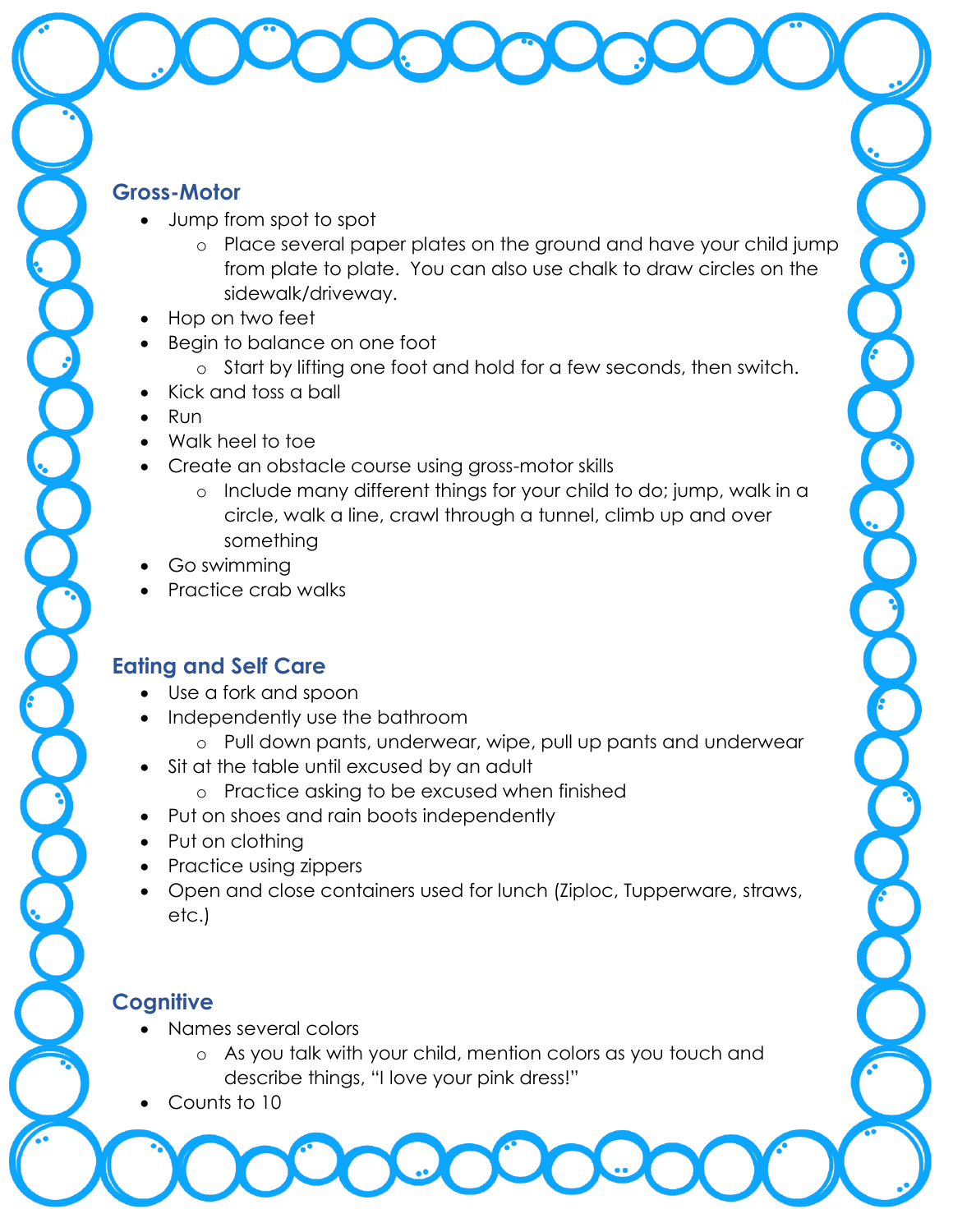## Gross-Motor

- Jump from spot to spot
  - Place several paper plates on the ground and have your child jump from plate to plate. You can also use chalk to draw circles on the sidewalk/driveway.
- Hop on two feet
- Begin to balance on one foot
  - Start by lifting one foot and hold for a few seconds, then switch.
- Kick and toss a ball
- Run
- Walk heel to toe
- Create an obstacle course using gross-motor skills
  - Include many different things for your child to do; jump, walk in a circle, walk a line, crawl through a tunnel, climb up and over something
- Go swimming
- Practice crab walks

## Eating and Self Care

- Use a fork and spoon
- Independently use the bathroom
  - Pull down pants, underwear, wipe, pull up pants and underwear
- Sit at the table until excused by an adult
  - Practice asking to be excused when finished
- Put on shoes and rain boots independently
- Put on clothing
- Practice using zippers
- Open and close containers used for lunch (Ziploc, Tupperware, straws, etc.)

## Cognitive

- Names several colors
  - As you talk with your child, mention colors as you touch and describe things, "I love your pink dress!"
- Counts to 10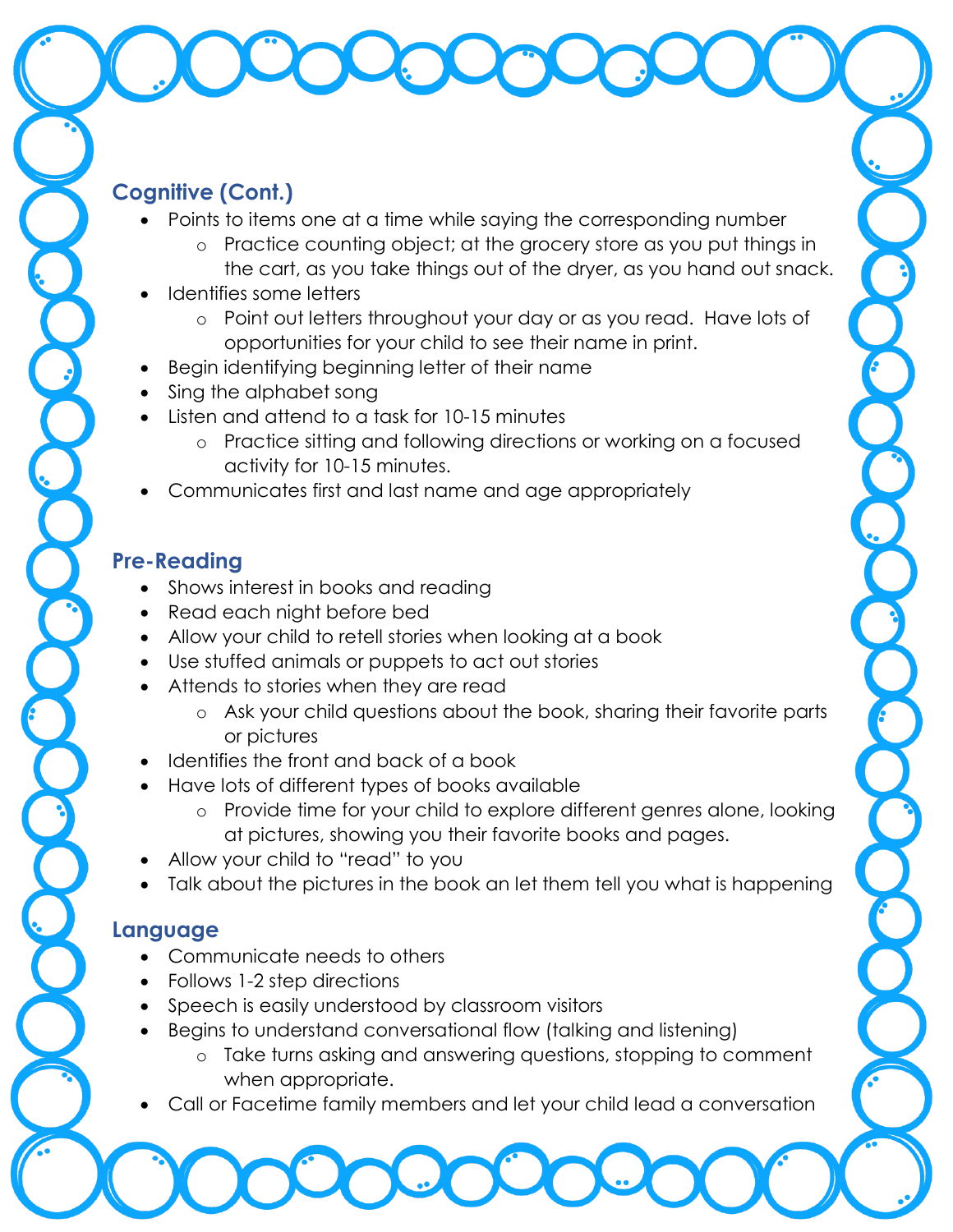## Cognitive (Cont.)

- Points to items one at a time while saying the corresponding number
  - Practice counting object; at the grocery store as you put things in the cart, as you take things out of the dryer, as you hand out snack.
- Identifies some letters
  - Point out letters throughout your day or as you read. Have lots of opportunities for your child to see their name in print.
- Begin identifying beginning letter of their name
- Sing the alphabet song
- Listen and attend to a task for 10-15 minutes
  - Practice sitting and following directions or working on a focused activity for 10-15 minutes.
- Communicates first and last name and age appropriately

## Pre-Reading

- Shows interest in books and reading
- Read each night before bed
- Allow your child to retell stories when looking at a book
- Use stuffed animals or puppets to act out stories
- Attends to stories when they are read
  - Ask your child questions about the book, sharing their favorite parts or pictures
- Identifies the front and back of a book
- Have lots of different types of books available
  - Provide time for your child to explore different genres alone, looking at pictures, showing you their favorite books and pages.
- Allow your child to "read" to you
- Talk about the pictures in the book an let them tell you what is happening

## Language

- Communicate needs to others
- Follows 1-2 step directions
- Speech is easily understood by classroom visitors
- Begins to understand conversational flow (talking and listening)
  - Take turns asking and answering questions, stopping to comment when appropriate.
- Call or Facetime family members and let your child lead a conversation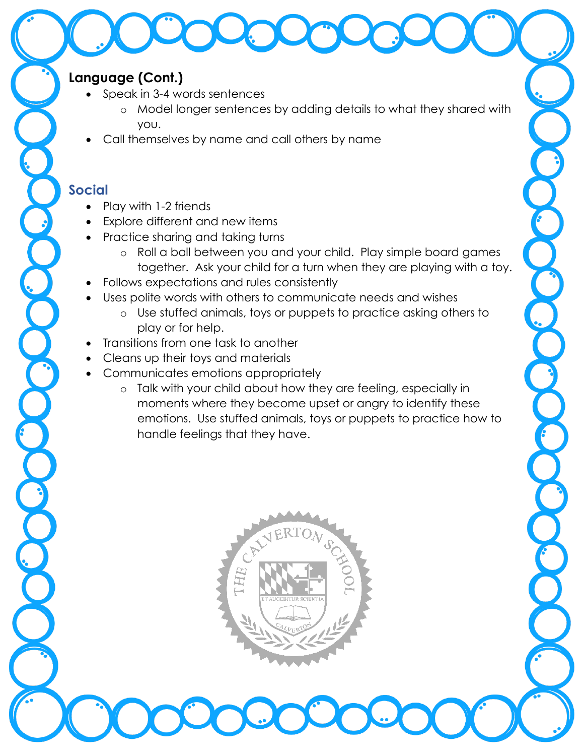**Language (Cont.)**

- Speak in 3-4 words sentences
  - Model longer sentences by adding details to what they shared with you.
- Call themselves by name and call others by name

## Social

- Play with 1-2 friends
- Explore different and new items
- Practice sharing and taking turns
  - Roll a ball between you and your child. Play simple board games together. Ask your child for a turn when they are playing with a toy.
- Follows expectations and rules consistently
- Uses polite words with others to communicate needs and wishes
  - Use stuffed animals, toys or puppets to practice asking others to play or for help.
- Transitions from one task to another
- Cleans up their toys and materials
- Communicates emotions appropriately
  - Talk with your child about how they are feeling, especially in moments where they become upset or angry to identify these emotions. Use stuffed animals, toys or puppets to practice how to handle feelings that they have.